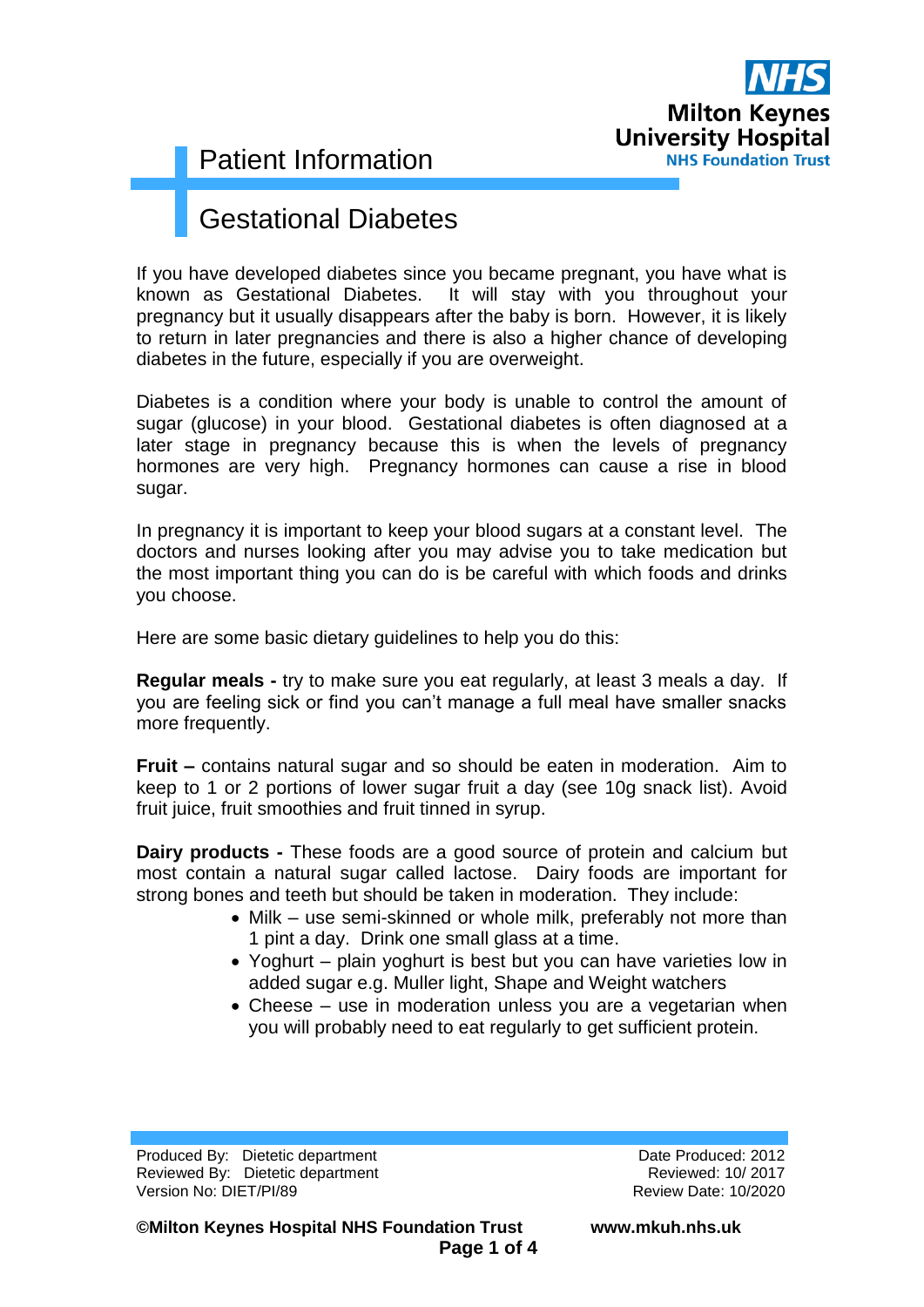Patient Information

# Gestational Diabetes

If you have developed diabetes since you became pregnant, you have what is known as Gestational Diabetes. It will stay with you throughout your pregnancy but it usually disappears after the baby is born. However, it is likely to return in later pregnancies and there is also a higher chance of developing diabetes in the future, especially if you are overweight.

Diabetes is a condition where your body is unable to control the amount of sugar (glucose) in your blood. Gestational diabetes is often diagnosed at a later stage in pregnancy because this is when the levels of pregnancy hormones are very high. Pregnancy hormones can cause a rise in blood sugar.

In pregnancy it is important to keep your blood sugars at a constant level. The doctors and nurses looking after you may advise you to take medication but the most important thing you can do is be careful with which foods and drinks you choose.

Here are some basic dietary guidelines to help you do this:

**Regular meals -** try to make sure you eat regularly, at least 3 meals a day. If you are feeling sick or find you can't manage a full meal have smaller snacks more frequently.

**Fruit –** contains natural sugar and so should be eaten in moderation. Aim to keep to 1 or 2 portions of lower sugar fruit a day (see 10g snack list). Avoid fruit juice, fruit smoothies and fruit tinned in syrup.

**Dairy products -** These foods are a good source of protein and calcium but most contain a natural sugar called lactose. Dairy foods are important for strong bones and teeth but should be taken in moderation. They include:

- Milk – use semi-skinned or whole milk, preferably not more than 1 pint a day. Drink one small glass at a time.
- Yoghurt – plain yoghurt is best but you can have varieties low in added sugar e.g. Muller light, Shape and Weight watchers
- Cheese – use in moderation unless you are a vegetarian when you will probably need to eat regularly to get sufficient protein.

Produced By: Dietetic department
Reviewed By: Dietetic department
Version No: DIET/PI/89

Date Produced: 2012
Reviewed: 10/ 2017
Review Date: 10/2020

**©Milton Keynes Hospital NHS Foundation Trust** **www.mkuh.nhs.uk**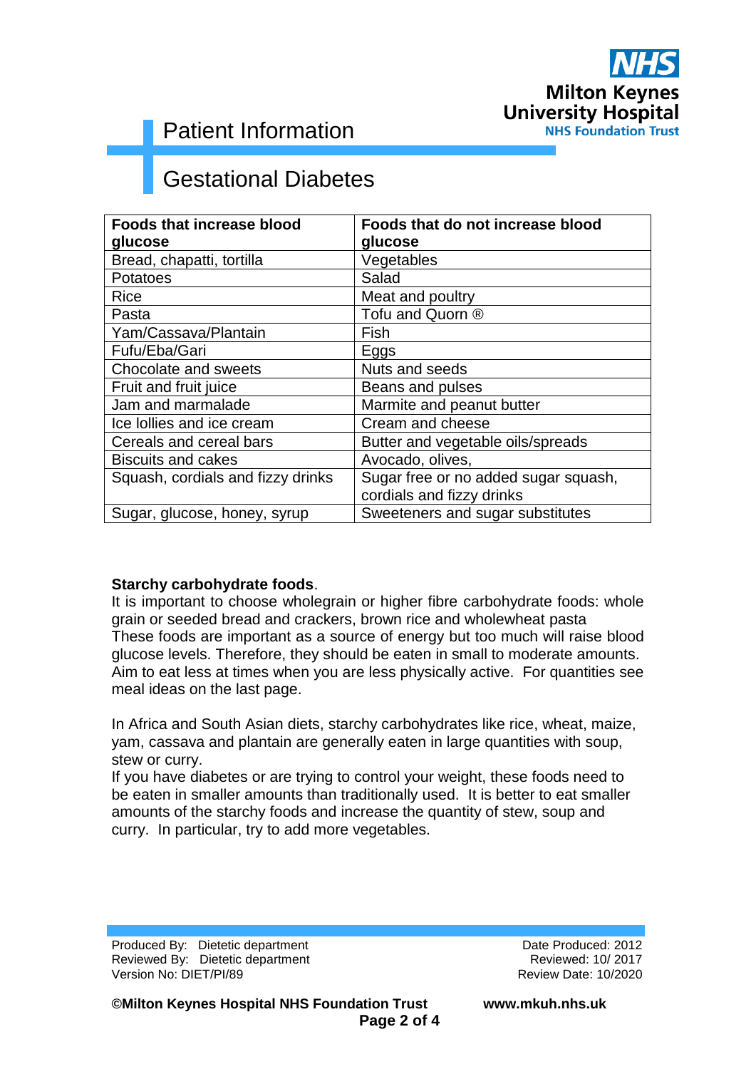| Foods that increase blood glucose | Foods that do not increase blood glucose |
|---|---|
| Bread, chapatti, tortilla | Vegetables |
| Potatoes | Salad |
| Rice | Meat and poultry |
| Pasta | Tofu and Quorn ® |
| Yam/Cassava/Plantain | Fish |
| Fufu/Eba/Gari | Eggs |
| Chocolate and sweets | Nuts and seeds |
| Fruit and fruit juice | Beans and pulses |
| Jam and marmalade | Marmite and peanut butter |
| Ice lollies and ice cream | Cream and cheese |
| Cereals and cereal bars | Butter and vegetable oils/spreads |
| Biscuits and cakes | Avocado, olives, |
| Squash, cordials and fizzy drinks | Sugar free or no added sugar squash, cordials and fizzy drinks |
| Sugar, glucose, honey, syrup | Sweeteners and sugar substitutes |

**Starchy carbohydrate foods**.

It is important to choose wholegrain or higher fibre carbohydrate foods: whole grain or seeded bread and crackers, brown rice and wholewheat pasta
These foods are important as a source of energy but too much will raise blood glucose levels. Therefore, they should be eaten in small to moderate amounts. Aim to eat less at times when you are less physically active. For quantities see meal ideas on the last page.

In Africa and South Asian diets, starchy carbohydrates like rice, wheat, maize, yam, cassava and plantain are generally eaten in large quantities with soup, stew or curry.
If you have diabetes or are trying to control your weight, these foods need to be eaten in smaller amounts than traditionally used. It is better to eat smaller amounts of the starchy foods and increase the quantity of stew, soup and curry. In particular, try to add more vegetables.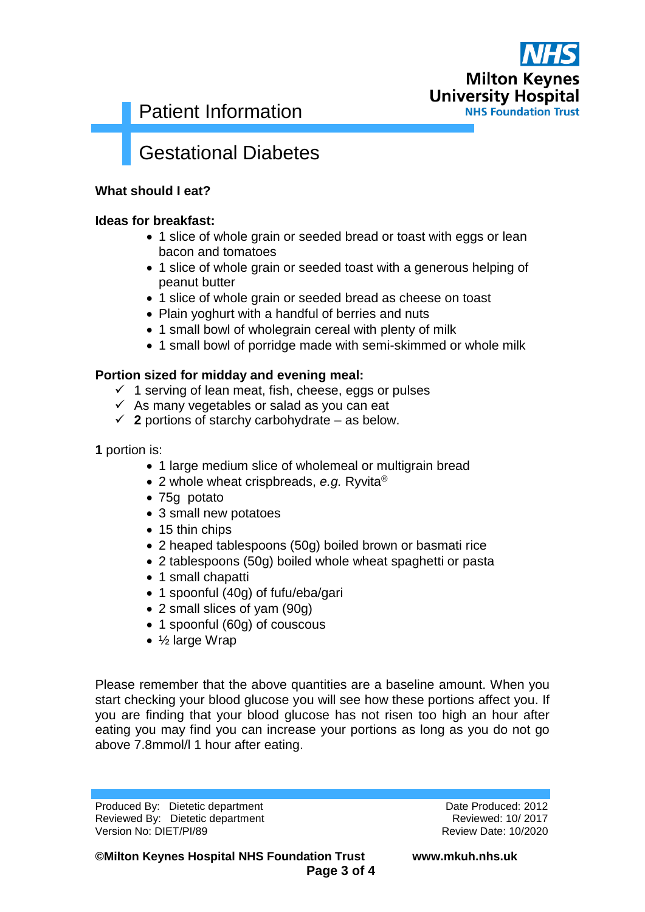# Patient Information

## Gestational Diabetes

**What should I eat?**

**Ideas for breakfast:**

- 1 slice of whole grain or seeded bread or toast with eggs or lean bacon and tomatoes
- 1 slice of whole grain or seeded toast with a generous helping of peanut butter
- 1 slice of whole grain or seeded bread as cheese on toast
- Plain yoghurt with a handful of berries and nuts
- 1 small bowl of wholegrain cereal with plenty of milk
- 1 small bowl of porridge made with semi-skimmed or whole milk

**Portion sized for midday and evening meal:**

- ✓ 1 serving of lean meat, fish, cheese, eggs or pulses
- ✓ As many vegetables or salad as you can eat
- ✓ **2** portions of starchy carbohydrate – as below.

**1** portion is:

- 1 large medium slice of wholemeal or multigrain bread
- 2 whole wheat crispbreads, *e.g.* Ryvita®
- 75g potato
- 3 small new potatoes
- 15 thin chips
- 2 heaped tablespoons (50g) boiled brown or basmati rice
- 2 tablespoons (50g) boiled whole wheat spaghetti or pasta
- 1 small chapatti
- 1 spoonful (40g) of fufu/eba/gari
- 2 small slices of yam (90g)
- 1 spoonful (60g) of couscous
- ½ large Wrap

Please remember that the above quantities are a baseline amount. When you start checking your blood glucose you will see how these portions affect you. If you are finding that your blood glucose has not risen too high an hour after eating you may find you can increase your portions as long as you do not go above 7.8mmol/l 1 hour after eating.

Produced By: Dietetic department
Reviewed By: Dietetic department
Version No: DIET/PI/89

Date Produced: 2012
Reviewed: 10/ 2017
Review Date: 10/2020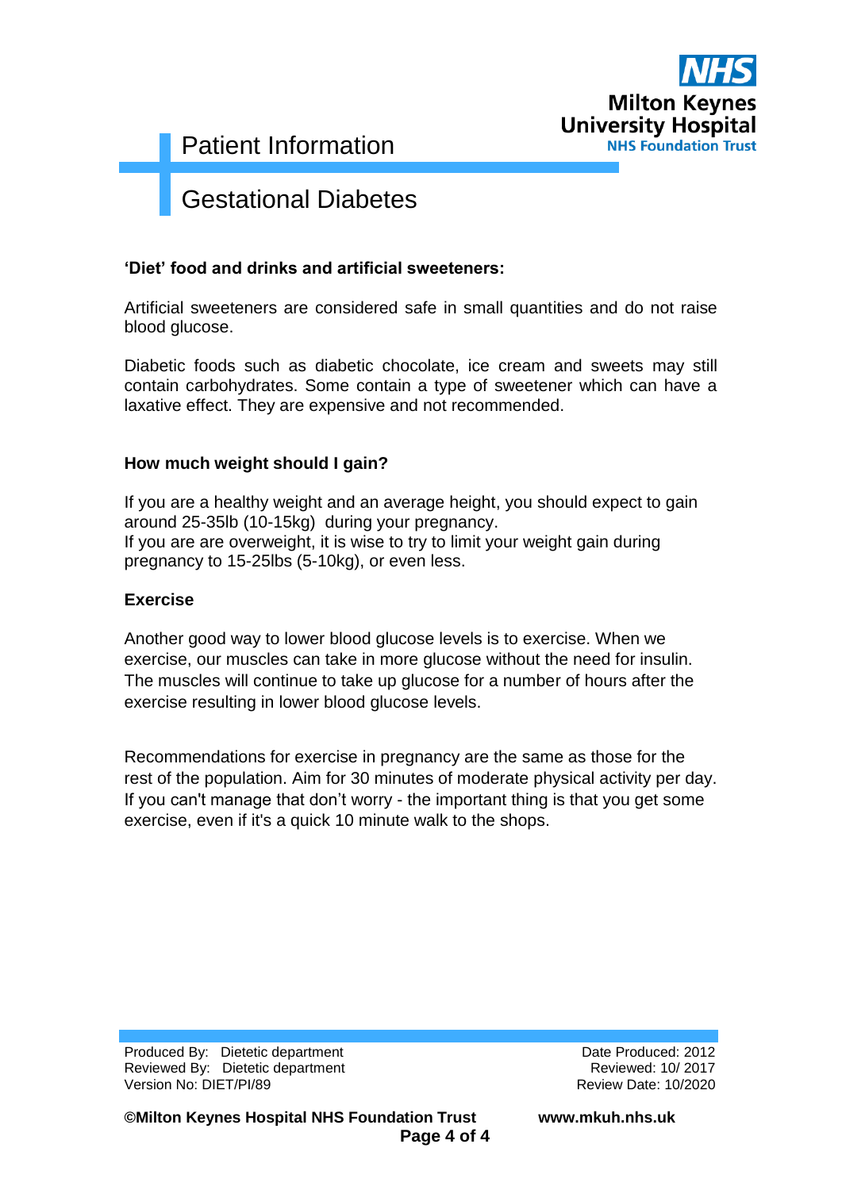# Patient Information

## Gestational Diabetes

**'Diet' food and drinks and artificial sweeteners:**

Artificial sweeteners are considered safe in small quantities and do not raise blood glucose.

Diabetic foods such as diabetic chocolate, ice cream and sweets may still contain carbohydrates. Some contain a type of sweetener which can have a laxative effect. They are expensive and not recommended.

**How much weight should I gain?**

If you are a healthy weight and an average height, you should expect to gain around 25-35lb (10-15kg) during your pregnancy.
If you are are overweight, it is wise to try to limit your weight gain during pregnancy to 15-25lbs (5-10kg), or even less.

**Exercise**

Another good way to lower blood glucose levels is to exercise. When we exercise, our muscles can take in more glucose without the need for insulin. The muscles will continue to take up glucose for a number of hours after the exercise resulting in lower blood glucose levels.

Recommendations for exercise in pregnancy are the same as those for the rest of the population. Aim for 30 minutes of moderate physical activity per day. If you can't manage that don't worry - the important thing is that you get some exercise, even if it's a quick 10 minute walk to the shops.

Produced By: Dietetic department
Reviewed By: Dietetic department
Version No: DIET/PI/89

Date Produced: 2012
Reviewed: 10/ 2017
Review Date: 10/2020

**©Milton Keynes Hospital NHS Foundation Trust** **www.mkuh.nhs.uk**